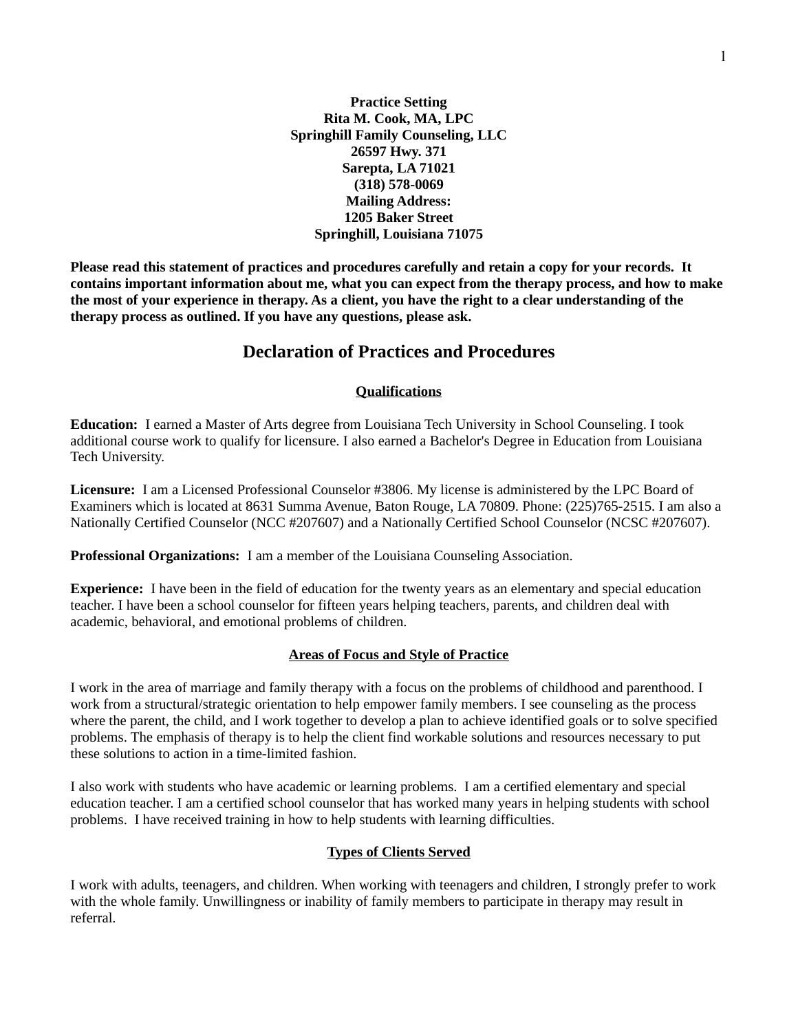**Practice Setting**
**Rita M. Cook, MA, LPC**
**Springhill Family Counseling, LLC**
**26597 Hwy. 371**
**Sarepta, LA 71021**
**(318) 578-0069**
**Mailing Address:**
**1205 Baker Street**
**Springhill, Louisiana 71075**

**Please read this statement of practices and procedures carefully and retain a copy for your records. It contains important information about me, what you can expect from the therapy process, and how to make the most of your experience in therapy. As a client, you have the right to a clear understanding of the therapy process as outlined. If you have any questions, please ask.**

# Declaration of Practices and Procedures

## Qualifications

**Education:** I earned a Master of Arts degree from Louisiana Tech University in School Counseling. I took additional course work to qualify for licensure. I also earned a Bachelor's Degree in Education from Louisiana Tech University.

**Licensure:** I am a Licensed Professional Counselor #3806. My license is administered by the LPC Board of Examiners which is located at 8631 Summa Avenue, Baton Rouge, LA 70809. Phone: (225)765-2515. I am also a Nationally Certified Counselor (NCC #207607) and a Nationally Certified School Counselor (NCSC #207607).

**Professional Organizations:** I am a member of the Louisiana Counseling Association.

**Experience:** I have been in the field of education for the twenty years as an elementary and special education teacher. I have been a school counselor for fifteen years helping teachers, parents, and children deal with academic, behavioral, and emotional problems of children.

## Areas of Focus and Style of Practice

I work in the area of marriage and family therapy with a focus on the problems of childhood and parenthood. I work from a structural/strategic orientation to help empower family members. I see counseling as the process where the parent, the child, and I work together to develop a plan to achieve identified goals or to solve specified problems. The emphasis of therapy is to help the client find workable solutions and resources necessary to put these solutions to action in a time-limited fashion.

I also work with students who have academic or learning problems. I am a certified elementary and special education teacher. I am a certified school counselor that has worked many years in helping students with school problems. I have received training in how to help students with learning difficulties.

## Types of Clients Served

I work with adults, teenagers, and children. When working with teenagers and children, I strongly prefer to work with the whole family. Unwillingness or inability of family members to participate in therapy may result in referral.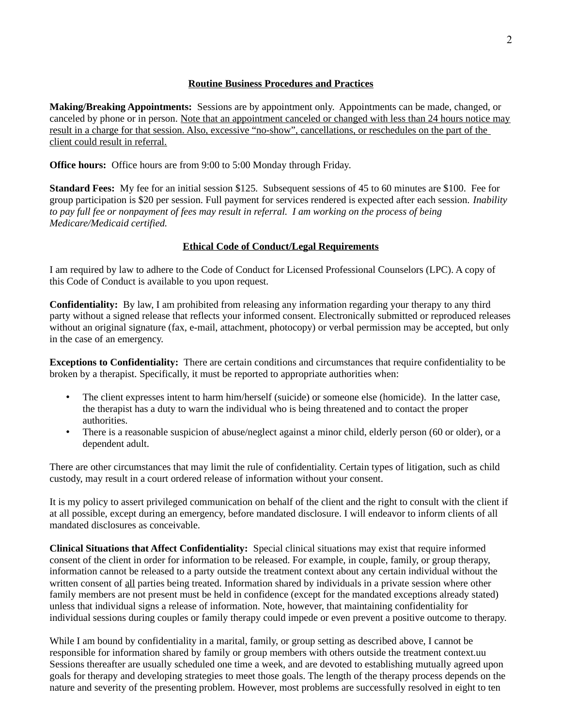## Routine Business Procedures and Practices

**Making/Breaking Appointments:** Sessions are by appointment only. Appointments can be made, changed, or canceled by phone or in person. <u>Note that an appointment canceled or changed with less than 24 hours notice may result in a charge for that session. Also, excessive "no-show", cancellations, or reschedules on the part of the client could result in referral.</u>

**Office hours:** Office hours are from 9:00 to 5:00 Monday through Friday.

**Standard Fees:** My fee for an initial session $125. Subsequent sessions of 45 to 60 minutes are $100. Fee for group participation is $20 per session. Full payment for services rendered is expected after each session. *Inability to pay full fee or nonpayment of fees may result in referral. I am working on the process of being Medicare/Medicaid certified.*

## Ethical Code of Conduct/Legal Requirements

I am required by law to adhere to the Code of Conduct for Licensed Professional Counselors (LPC). A copy of this Code of Conduct is available to you upon request.

**Confidentiality:** By law, I am prohibited from releasing any information regarding your therapy to any third party without a signed release that reflects your informed consent. Electronically submitted or reproduced releases without an original signature (fax, e-mail, attachment, photocopy) or verbal permission may be accepted, but only in the case of an emergency.

**Exceptions to Confidentiality:** There are certain conditions and circumstances that require confidentiality to be broken by a therapist. Specifically, it must be reported to appropriate authorities when:

- The client expresses intent to harm him/herself (suicide) or someone else (homicide). In the latter case, the therapist has a duty to warn the individual who is being threatened and to contact the proper authorities.
- There is a reasonable suspicion of abuse/neglect against a minor child, elderly person (60 or older), or a dependent adult.

There are other circumstances that may limit the rule of confidentiality. Certain types of litigation, such as child custody, may result in a court ordered release of information without your consent.

It is my policy to assert privileged communication on behalf of the client and the right to consult with the client if at all possible, except during an emergency, before mandated disclosure. I will endeavor to inform clients of all mandated disclosures as conceivable.

**Clinical Situations that Affect Confidentiality:** Special clinical situations may exist that require informed consent of the client in order for information to be released. For example, in couple, family, or group therapy, information cannot be released to a party outside the treatment context about any certain individual without the written consent of <u>all</u> parties being treated. Information shared by individuals in a private session where other family members are not present must be held in confidence (except for the mandated exceptions already stated) unless that individual signs a release of information. Note, however, that maintaining confidentiality for individual sessions during couples or family therapy could impede or even prevent a positive outcome to therapy.

While I am bound by confidentiality in a marital, family, or group setting as described above, I cannot be responsible for information shared by family or group members with others outside the treatment context.uu Sessions thereafter are usually scheduled one time a week, and are devoted to establishing mutually agreed upon goals for therapy and developing strategies to meet those goals. The length of the therapy process depends on the nature and severity of the presenting problem. However, most problems are successfully resolved in eight to ten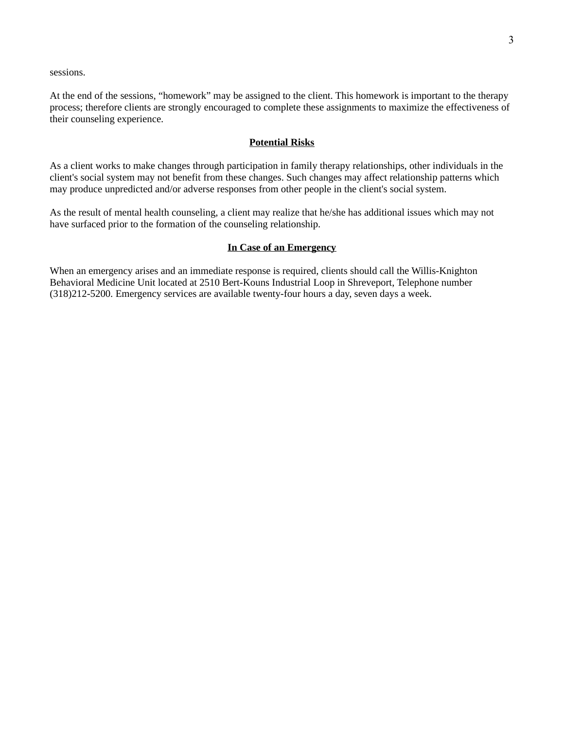sessions.

At the end of the sessions, “homework” may be assigned to the client. This homework is important to the therapy process; therefore clients are strongly encouraged to complete these assignments to maximize the effectiveness of their counseling experience.

## **Potential Risks**

As a client works to make changes through participation in family therapy relationships, other individuals in the client's social system may not benefit from these changes. Such changes may affect relationship patterns which may produce unpredicted and/or adverse responses from other people in the client's social system.

As the result of mental health counseling, a client may realize that he/she has additional issues which may not have surfaced prior to the formation of the counseling relationship.

## **In Case of an Emergency**

When an emergency arises and an immediate response is required, clients should call the Willis-Knighton Behavioral Medicine Unit located at 2510 Bert-Kouns Industrial Loop in Shreveport, Telephone number (318)212-5200. Emergency services are available twenty-four hours a day, seven days a week.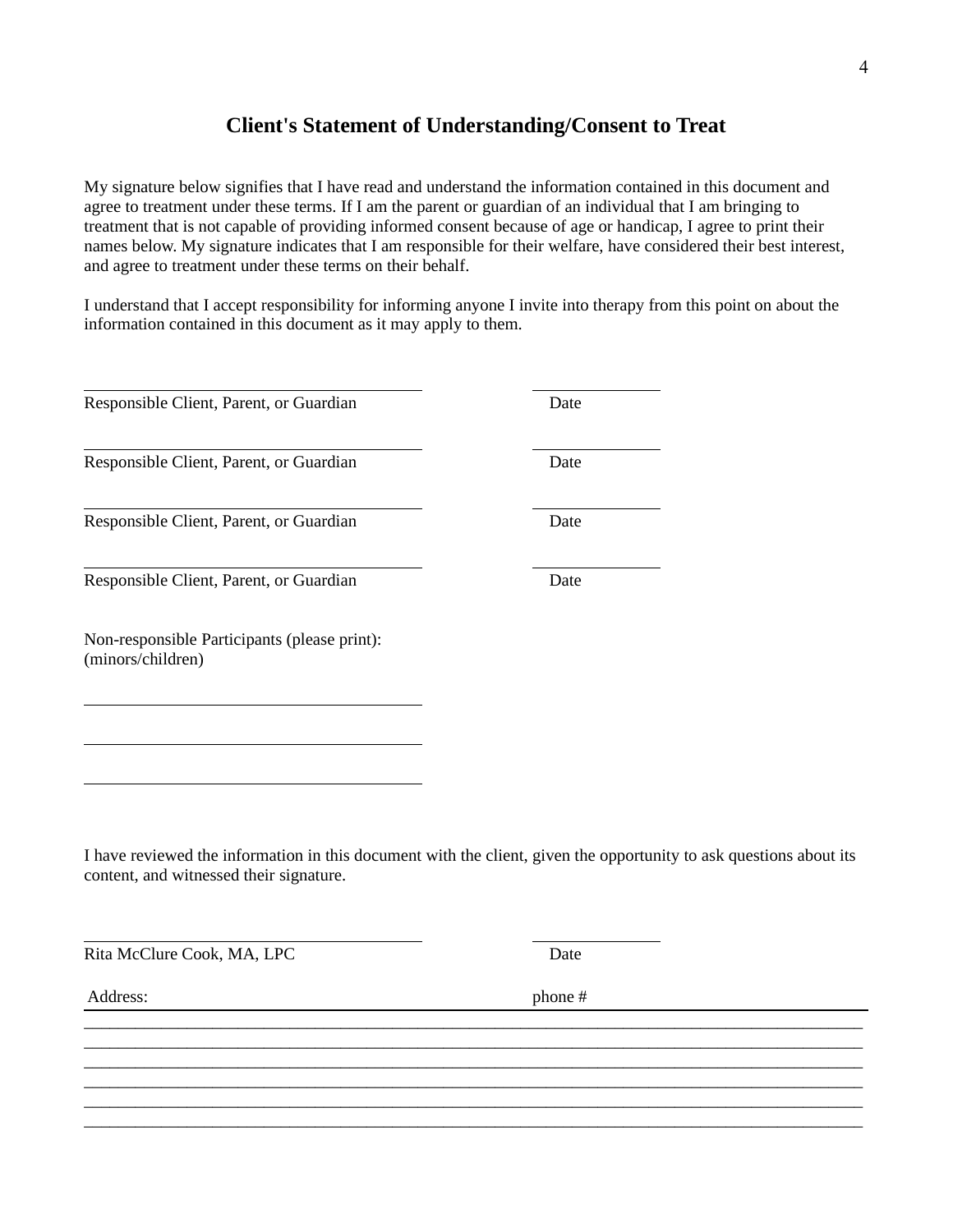## Client's Statement of Understanding/Consent to Treat

My signature below signifies that I have read and understand the information contained in this document and agree to treatment under these terms. If I am the parent or guardian of an individual that I am bringing to treatment that is not capable of providing informed consent because of age or handicap, I agree to print their names below. My signature indicates that I am responsible for their welfare, have considered their best interest, and agree to treatment under these terms on their behalf.

I understand that I accept responsibility for informing anyone I invite into therapy from this point on about the information contained in this document as it may apply to them.

\_\_\_\_\_\_\_\_\_\_\_\_\_\_\_\_\_\_\_\_\_\_\_\_\_\_\_\_\_\_\_\_\_\_\_\_\_\_ \_\_\_\_\_\_\_\_\_\_\_\_\_\_
Responsible Client, Parent, or Guardian Date

\_\_\_\_\_\_\_\_\_\_\_\_\_\_\_\_\_\_\_\_\_\_\_\_\_\_\_\_\_\_\_\_\_\_\_\_\_\_ \_\_\_\_\_\_\_\_\_\_\_\_\_\_
Responsible Client, Parent, or Guardian Date

\_\_\_\_\_\_\_\_\_\_\_\_\_\_\_\_\_\_\_\_\_\_\_\_\_\_\_\_\_\_\_\_\_\_\_\_\_\_ \_\_\_\_\_\_\_\_\_\_\_\_\_\_
Responsible Client, Parent, or Guardian Date

\_\_\_\_\_\_\_\_\_\_\_\_\_\_\_\_\_\_\_\_\_\_\_\_\_\_\_\_\_\_\_\_\_\_\_\_\_\_ \_\_\_\_\_\_\_\_\_\_\_\_\_\_
Responsible Client, Parent, or Guardian Date

Non-responsible Participants (please print):
(minors/children)

\_\_\_\_\_\_\_\_\_\_\_\_\_\_\_\_\_\_\_\_\_\_\_\_\_\_\_\_\_\_\_\_\_\_\_\_\_\_

\_\_\_\_\_\_\_\_\_\_\_\_\_\_\_\_\_\_\_\_\_\_\_\_\_\_\_\_\_\_\_\_\_\_\_\_\_\_

\_\_\_\_\_\_\_\_\_\_\_\_\_\_\_\_\_\_\_\_\_\_\_\_\_\_\_\_\_\_\_\_\_\_\_\_\_\_

I have reviewed the information in this document with the client, given the opportunity to ask questions about its content, and witnessed their signature.

\_\_\_\_\_\_\_\_\_\_\_\_\_\_\_\_\_\_\_\_\_\_\_\_\_\_\_\_\_\_\_\_\_\_\_\_\_\_ \_\_\_\_\_\_\_\_\_\_\_\_\_\_
Rita McClure Cook, MA, LPC Date

Address: phone #

\_\_\_\_\_\_\_\_\_\_\_\_\_\_\_\_\_\_\_\_\_\_\_\_\_\_\_\_\_\_\_\_\_\_\_\_\_\_\_\_\_\_\_\_\_\_\_\_\_\_\_\_\_\_\_\_\_\_\_\_\_\_\_\_\_\_\_\_\_\_\_\_\_\_\_\_\_\_\_\_\_\_\_\_\_\_\_\_\_\_\_\_\_\_\_\_
\_\_\_\_\_\_\_\_\_\_\_\_\_\_\_\_\_\_\_\_\_\_\_\_\_\_\_\_\_\_\_\_\_\_\_\_\_\_\_\_\_\_\_\_\_\_\_\_\_\_\_\_\_\_\_\_\_\_\_\_\_\_\_\_\_\_\_\_\_\_\_\_\_\_\_\_\_\_\_\_\_\_\_\_\_\_\_\_\_\_\_\_\_\_\_\_
\_\_\_\_\_\_\_\_\_\_\_\_\_\_\_\_\_\_\_\_\_\_\_\_\_\_\_\_\_\_\_\_\_\_\_\_\_\_\_\_\_\_\_\_\_\_\_\_\_\_\_\_\_\_\_\_\_\_\_\_\_\_\_\_\_\_\_\_\_\_\_\_\_\_\_\_\_\_\_\_\_\_\_\_\_\_\_\_\_\_\_\_\_\_\_\_
\_\_\_\_\_\_\_\_\_\_\_\_\_\_\_\_\_\_\_\_\_\_\_\_\_\_\_\_\_\_\_\_\_\_\_\_\_\_\_\_\_\_\_\_\_\_\_\_\_\_\_\_\_\_\_\_\_\_\_\_\_\_\_\_\_\_\_\_\_\_\_\_\_\_\_\_\_\_\_\_\_\_\_\_\_\_\_\_\_\_\_\_\_\_\_\_
\_\_\_\_\_\_\_\_\_\_\_\_\_\_\_\_\_\_\_\_\_\_\_\_\_\_\_\_\_\_\_\_\_\_\_\_\_\_\_\_\_\_\_\_\_\_\_\_\_\_\_\_\_\_\_\_\_\_\_\_\_\_\_\_\_\_\_\_\_\_\_\_\_\_\_\_\_\_\_\_\_\_\_\_\_\_\_\_\_\_\_\_\_\_\_\_
\_\_\_\_\_\_\_\_\_\_\_\_\_\_\_\_\_\_\_\_\_\_\_\_\_\_\_\_\_\_\_\_\_\_\_\_\_\_\_\_\_\_\_\_\_\_\_\_\_\_\_\_\_\_\_\_\_\_\_\_\_\_\_\_\_\_\_\_\_\_\_\_\_\_\_\_\_\_\_\_\_\_\_\_\_\_\_\_\_\_\_\_\_\_\_\_